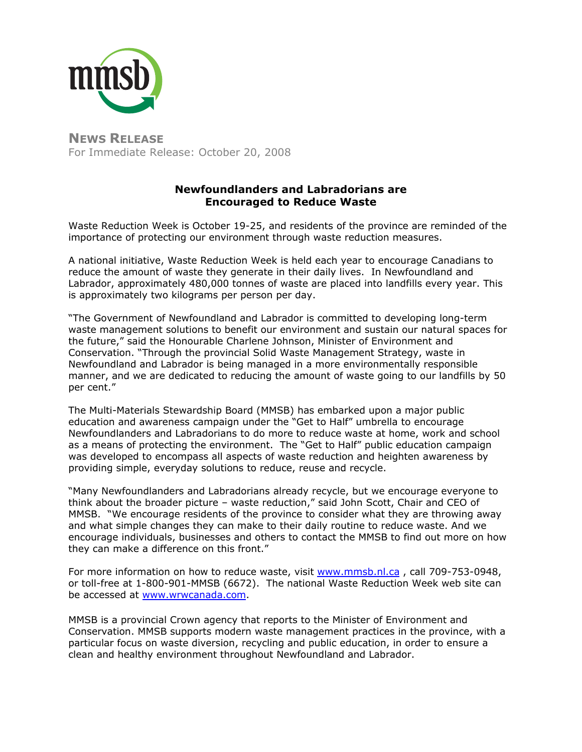**NEWS RELEASE**
For Immediate Release: October 20, 2008

# Newfoundlanders and Labradorians are Encouraged to Reduce Waste

Waste Reduction Week is October 19-25, and residents of the province are reminded of the importance of protecting our environment through waste reduction measures.

A national initiative, Waste Reduction Week is held each year to encourage Canadians to reduce the amount of waste they generate in their daily lives. In Newfoundland and Labrador, approximately 480,000 tonnes of waste are placed into landfills every year. This is approximately two kilograms per person per day.

"The Government of Newfoundland and Labrador is committed to developing long-term waste management solutions to benefit our environment and sustain our natural spaces for the future," said the Honourable Charlene Johnson, Minister of Environment and Conservation. "Through the provincial Solid Waste Management Strategy, waste in Newfoundland and Labrador is being managed in a more environmentally responsible manner, and we are dedicated to reducing the amount of waste going to our landfills by 50 per cent."

The Multi-Materials Stewardship Board (MMSB) has embarked upon a major public education and awareness campaign under the "Get to Half" umbrella to encourage Newfoundlanders and Labradorians to do more to reduce waste at home, work and school as a means of protecting the environment. The "Get to Half" public education campaign was developed to encompass all aspects of waste reduction and heighten awareness by providing simple, everyday solutions to reduce, reuse and recycle.

"Many Newfoundlanders and Labradorians already recycle, but we encourage everyone to think about the broader picture – waste reduction," said John Scott, Chair and CEO of MMSB. "We encourage residents of the province to consider what they are throwing away and what simple changes they can make to their daily routine to reduce waste. And we encourage individuals, businesses and others to contact the MMSB to find out more on how they can make a difference on this front."

For more information on how to reduce waste, visit [www.mmsb.nl.ca](http://www.mmsb.nl.ca) , call 709-753-0948, or toll-free at 1-800-901-MMSB (6672). The national Waste Reduction Week web site can be accessed at [www.wrwcanada.com](http://www.wrwcanada.com).

MMSB is a provincial Crown agency that reports to the Minister of Environment and Conservation. MMSB supports modern waste management practices in the province, with a particular focus on waste diversion, recycling and public education, in order to ensure a clean and healthy environment throughout Newfoundland and Labrador.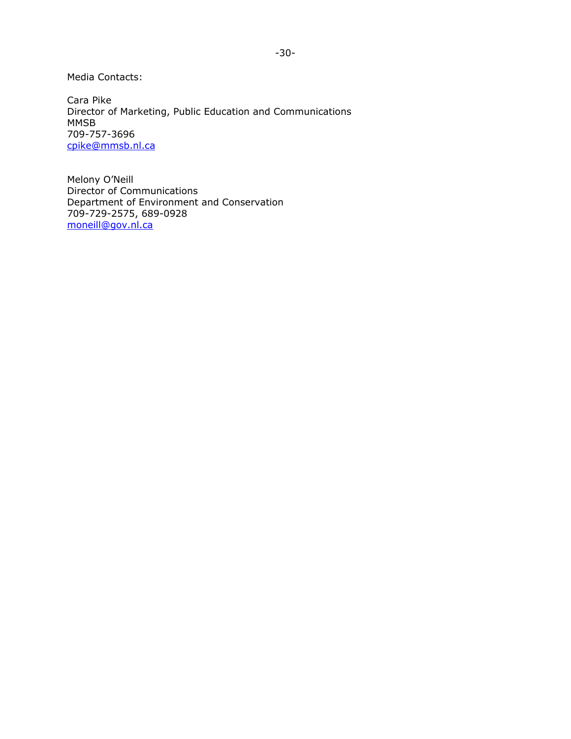-30-

Media Contacts:

Cara Pike
Director of Marketing, Public Education and Communications
MMSB
709-757-3696
cpike@mmsb.nl.ca

Melony O'Neill
Director of Communications
Department of Environment and Conservation
709-729-2575, 689-0928
moneill@gov.nl.ca